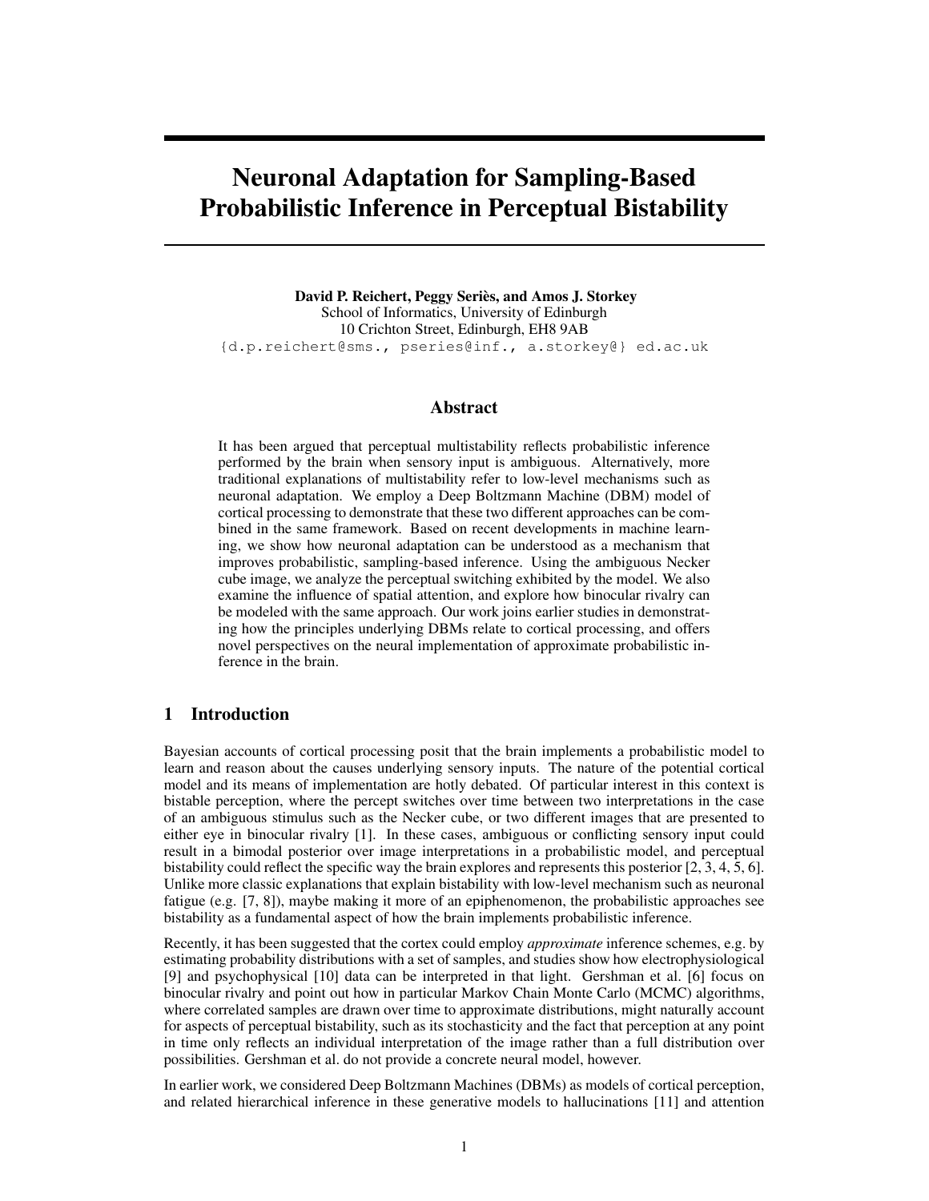# Neuronal Adaptation for Sampling-Based Probabilistic Inference in Perceptual Bistability

**David P. Reichert, Peggy Seriès, and Amos J. Storkey**
School of Informatics, University of Edinburgh
10 Crichton Street, Edinburgh, EH8 9AB
{d.p.reichert@sms., pseries@inf., a.storkey@} ed.ac.uk

## Abstract

It has been argued that perceptual multistability reflects probabilistic inference performed by the brain when sensory input is ambiguous. Alternatively, more traditional explanations of multistability refer to low-level mechanisms such as neuronal adaptation. We employ a Deep Boltzmann Machine (DBM) model of cortical processing to demonstrate that these two different approaches can be combined in the same framework. Based on recent developments in machine learning, we show how neuronal adaptation can be understood as a mechanism that improves probabilistic, sampling-based inference. Using the ambiguous Necker cube image, we analyze the perceptual switching exhibited by the model. We also examine the influence of spatial attention, and explore how binocular rivalry can be modeled with the same approach. Our work joins earlier studies in demonstrating how the principles underlying DBMs relate to cortical processing, and offers novel perspectives on the neural implementation of approximate probabilistic inference in the brain.

## 1 Introduction

Bayesian accounts of cortical processing posit that the brain implements a probabilistic model to learn and reason about the causes underlying sensory inputs. The nature of the potential cortical model and its means of implementation are hotly debated. Of particular interest in this context is bistable perception, where the percept switches over time between two interpretations in the case of an ambiguous stimulus such as the Necker cube, or two different images that are presented to either eye in binocular rivalry [1]. In these cases, ambiguous or conflicting sensory input could result in a bimodal posterior over image interpretations in a probabilistic model, and perceptual bistability could reflect the specific way the brain explores and represents this posterior [2, 3, 4, 5, 6]. Unlike more classic explanations that explain bistability with low-level mechanism such as neuronal fatigue (e.g. [7, 8]), maybe making it more of an epiphenomenon, the probabilistic approaches see bistability as a fundamental aspect of how the brain implements probabilistic inference.

Recently, it has been suggested that the cortex could employ *approximate* inference schemes, e.g. by estimating probability distributions with a set of samples, and studies show how electrophysiological [9] and psychophysical [10] data can be interpreted in that light. Gershman et al. [6] focus on binocular rivalry and point out how in particular Markov Chain Monte Carlo (MCMC) algorithms, where correlated samples are drawn over time to approximate distributions, might naturally account for aspects of perceptual bistability, such as its stochasticity and the fact that perception at any point in time only reflects an individual interpretation of the image rather than a full distribution over possibilities. Gershman et al. do not provide a concrete neural model, however.

In earlier work, we considered Deep Boltzmann Machines (DBMs) as models of cortical perception, and related hierarchical inference in these generative models to hallucinations [11] and attention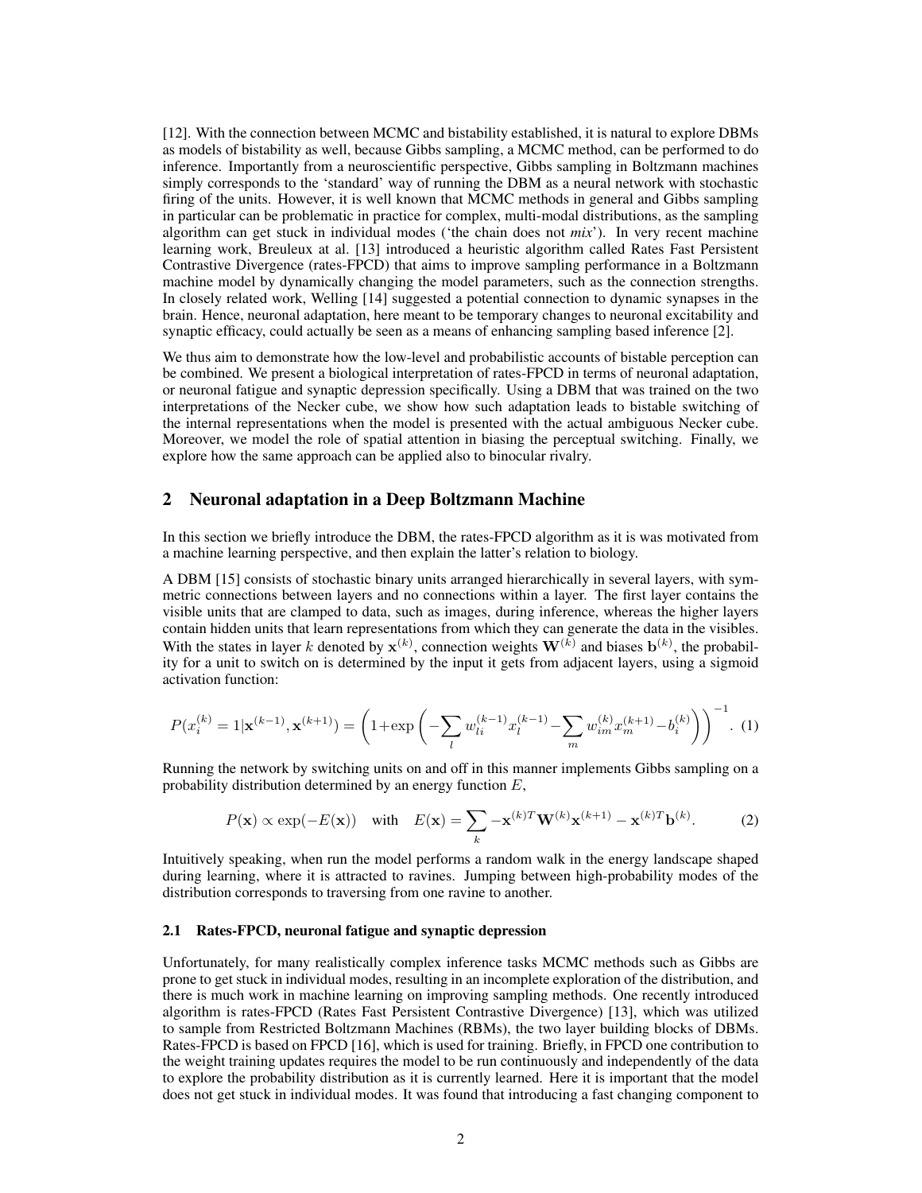[12]. With the connection between MCMC and bistability established, it is natural to explore DBMs as models of bistability as well, because Gibbs sampling, a MCMC method, can be performed to do inference. Importantly from a neuroscientific perspective, Gibbs sampling in Boltzmann machines simply corresponds to the 'standard' way of running the DBM as a neural network with stochastic firing of the units. However, it is well known that MCMC methods in general and Gibbs sampling in particular can be problematic in practice for complex, multi-modal distributions, as the sampling algorithm can get stuck in individual modes ('the chain does not *mix*'). In very recent machine learning work, Breuleux at al. [13] introduced a heuristic algorithm called Rates Fast Persistent Contrastive Divergence (rates-FPCD) that aims to improve sampling performance in a Boltzmann machine model by dynamically changing the model parameters, such as the connection strengths. In closely related work, Welling [14] suggested a potential connection to dynamic synapses in the brain. Hence, neuronal adaptation, here meant to be temporary changes to neuronal excitability and synaptic efficacy, could actually be seen as a means of enhancing sampling based inference [2].

We thus aim to demonstrate how the low-level and probabilistic accounts of bistable perception can be combined. We present a biological interpretation of rates-FPCD in terms of neuronal adaptation, or neuronal fatigue and synaptic depression specifically. Using a DBM that was trained on the two interpretations of the Necker cube, we show how such adaptation leads to bistable switching of the internal representations when the model is presented with the actual ambiguous Necker cube. Moreover, we model the role of spatial attention in biasing the perceptual switching. Finally, we explore how the same approach can be applied also to binocular rivalry.

## 2 Neuronal adaptation in a Deep Boltzmann Machine

In this section we briefly introduce the DBM, the rates-FPCD algorithm as it is was motivated from a machine learning perspective, and then explain the latter's relation to biology.

A DBM [15] consists of stochastic binary units arranged hierarchically in several layers, with symmetric connections between layers and no connections within a layer. The first layer contains the visible units that are clamped to data, such as images, during inference, whereas the higher layers contain hidden units that learn representations from which they can generate the data in the visibles. With the states in layer $k$ denoted by $\mathbf{x}^{(k)}$, connection weights $\mathbf{W}^{(k)}$ and biases $\mathbf{b}^{(k)}$, the probability for a unit to switch on is determined by the input it gets from adjacent layers, using a sigmoid activation function:

$$P(x_i^{(k)} = 1|\mathbf{x}^{(k-1)}, \mathbf{x}^{(k+1)}) = \left(1+\exp\left(-\sum_l w_{li}^{(k-1)} x_l^{(k-1)} - \sum_m w_{im}^{(k)} x_m^{(k+1)} - b_i^{(k)}\right)\right)^{-1}. \quad (1)$$

Running the network by switching units on and off in this manner implements Gibbs sampling on a probability distribution determined by an energy function $E$,

$$P(\mathbf{x}) \propto \exp(-E(\mathbf{x})) \quad \text{with} \quad E(\mathbf{x}) = \sum_k -\mathbf{x}^{(k)T}\mathbf{W}^{(k)}\mathbf{x}^{(k+1)} - \mathbf{x}^{(k)T}\mathbf{b}^{(k)}. \quad (2)$$

Intuitively speaking, when run the model performs a random walk in the energy landscape shaped during learning, where it is attracted to ravines. Jumping between high-probability modes of the distribution corresponds to traversing from one ravine to another.

### 2.1 Rates-FPCD, neuronal fatigue and synaptic depression

Unfortunately, for many realistically complex inference tasks MCMC methods such as Gibbs are prone to get stuck in individual modes, resulting in an incomplete exploration of the distribution, and there is much work in machine learning on improving sampling methods. One recently introduced algorithm is rates-FPCD (Rates Fast Persistent Contrastive Divergence) [13], which was utilized to sample from Restricted Boltzmann Machines (RBMs), the two layer building blocks of DBMs. Rates-FPCD is based on FPCD [16], which is used for training. Briefly, in FPCD one contribution to the weight training updates requires the model to be run continuously and independently of the data to explore the probability distribution as it is currently learned. Here it is important that the model does not get stuck in individual modes. It was found that introducing a fast changing component to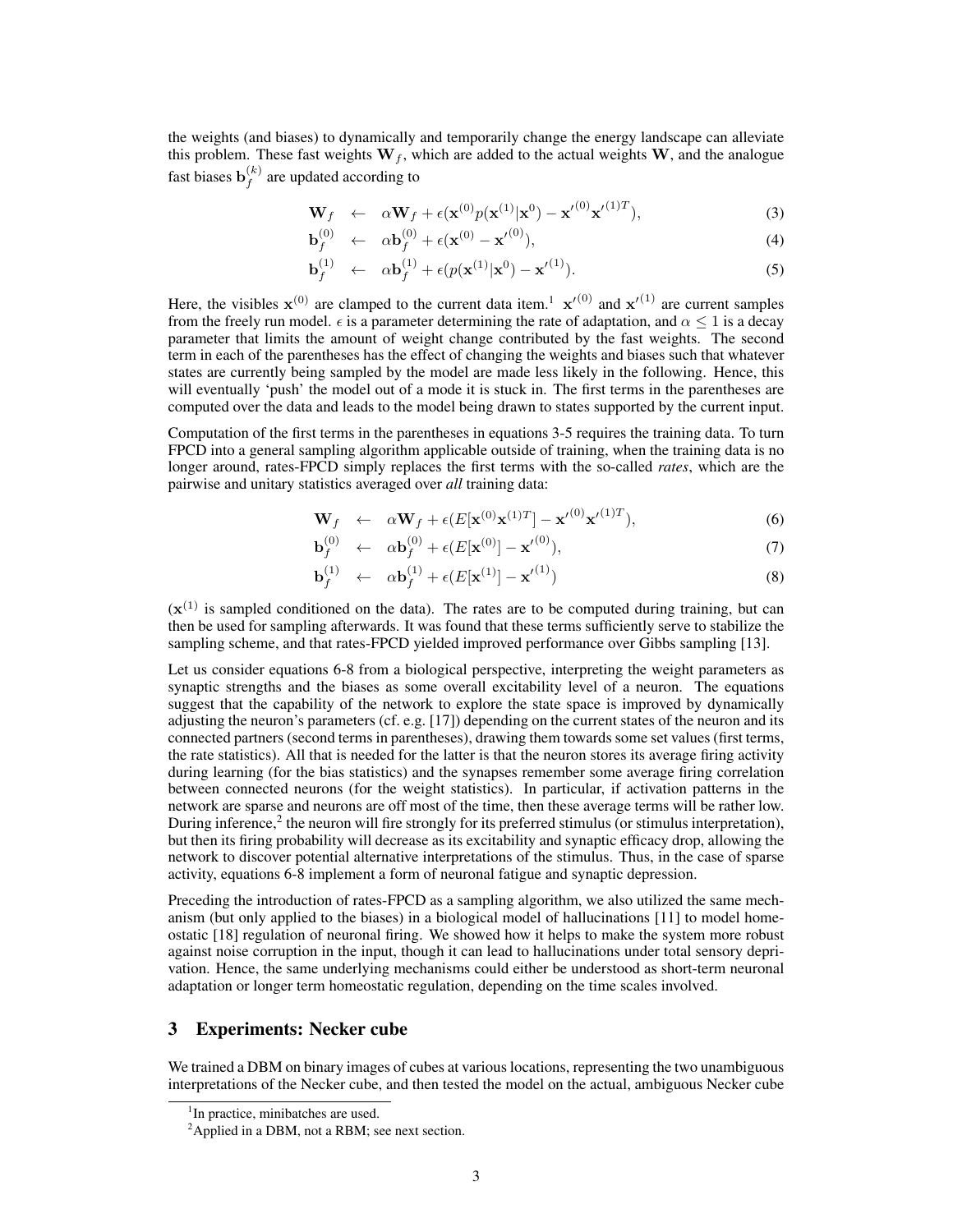the weights (and biases) to dynamically and temporarily change the energy landscape can alleviate this problem. These fast weights $\mathbf{W}_f$, which are added to the actual weights $\mathbf{W}$, and the analogue fast biases $\mathbf{b}_f^{(k)}$ are updated according to

$$\mathbf{W}_f \quad \leftarrow \quad \alpha \mathbf{W}_f + \epsilon(\mathbf{x}^{(0)} p(\mathbf{x}^{(1)}|\mathbf{x}^0) - \mathbf{x'}^{(0)} \mathbf{x'}^{(1)T}), \tag{3}$$

$$\mathbf{b}_f^{(0)} \quad \leftarrow \quad \alpha \mathbf{b}_f^{(0)} + \epsilon(\mathbf{x}^{(0)} - \mathbf{x'}^{(0)}), \tag{4}$$

$$\mathbf{b}_f^{(1)} \quad \leftarrow \quad \alpha \mathbf{b}_f^{(1)} + \epsilon(p(\mathbf{x}^{(1)}|\mathbf{x}^0) - \mathbf{x'}^{(1)}). \tag{5}$$

Here, the visibles $\mathbf{x}^{(0)}$ are clamped to the current data item.[1] $\mathbf{x'}^{(0)}$ and $\mathbf{x'}^{(1)}$ are current samples from the freely run model. $\epsilon$ is a parameter determining the rate of adaptation, and $\alpha \leq 1$ is a decay parameter that limits the amount of weight change contributed by the fast weights. The second term in each of the parentheses has the effect of changing the weights and biases such that whatever states are currently being sampled by the model are made less likely in the following. Hence, this will eventually 'push' the model out of a mode it is stuck in. The first terms in the parentheses are computed over the data and leads to the model being drawn to states supported by the current input.

Computation of the first terms in the parentheses in equations 3-5 requires the training data. To turn FPCD into a general sampling algorithm applicable outside of training, when the training data is no longer around, rates-FPCD simply replaces the first terms with the so-called *rates*, which are the pairwise and unitary statistics averaged over *all* training data:

$$\mathbf{W}_f \quad \leftarrow \quad \alpha \mathbf{W}_f + \epsilon(E[\mathbf{x}^{(0)} \mathbf{x}^{(1)T}] - \mathbf{x'}^{(0)} \mathbf{x'}^{(1)T}), \tag{6}$$

$$\mathbf{b}_f^{(0)} \quad \leftarrow \quad \alpha \mathbf{b}_f^{(0)} + \epsilon(E[\mathbf{x}^{(0)}] - \mathbf{x'}^{(0)}), \tag{7}$$

$$\mathbf{b}_f^{(1)} \quad \leftarrow \quad \alpha \mathbf{b}_f^{(1)} + \epsilon(E[\mathbf{x}^{(1)}] - \mathbf{x'}^{(1)}) \tag{8}$$

($\mathbf{x}^{(1)}$ is sampled conditioned on the data). The rates are to be computed during training, but can then be used for sampling afterwards. It was found that these terms sufficiently serve to stabilize the sampling scheme, and that rates-FPCD yielded improved performance over Gibbs sampling [13].

Let us consider equations 6-8 from a biological perspective, interpreting the weight parameters as synaptic strengths and the biases as some overall excitability level of a neuron. The equations suggest that the capability of the network to explore the state space is improved by dynamically adjusting the neuron's parameters (cf. e.g. [17]) depending on the current states of the neuron and its connected partners (second terms in parentheses), drawing them towards some set values (first terms, the rate statistics). All that is needed for the latter is that the neuron stores its average firing activity during learning (for the bias statistics) and the synapses remember some average firing correlation between connected neurons (for the weight statistics). In particular, if activation patterns in the network are sparse and neurons are off most of the time, then these average terms will be rather low. During inference,[2] the neuron will fire strongly for its preferred stimulus (or stimulus interpretation), but then its firing probability will decrease as its excitability and synaptic efficacy drop, allowing the network to discover potential alternative interpretations of the stimulus. Thus, in the case of sparse activity, equations 6-8 implement a form of neuronal fatigue and synaptic depression.

Preceding the introduction of rates-FPCD as a sampling algorithm, we also utilized the same mechanism (but only applied to the biases) in a biological model of hallucinations [11] to model homeostatic [18] regulation of neuronal firing. We showed how it helps to make the system more robust against noise corruption in the input, though it can lead to hallucinations under total sensory deprivation. Hence, the same underlying mechanisms could either be understood as short-term neuronal adaptation or longer term homeostatic regulation, depending on the time scales involved.

## 3 Experiments: Necker cube

We trained a DBM on binary images of cubes at various locations, representing the two unambiguous interpretations of the Necker cube, and then tested the model on the actual, ambiguous Necker cube

[1] In practice, minibatches are used.

[2] Applied in a DBM, not a RBM; see next section.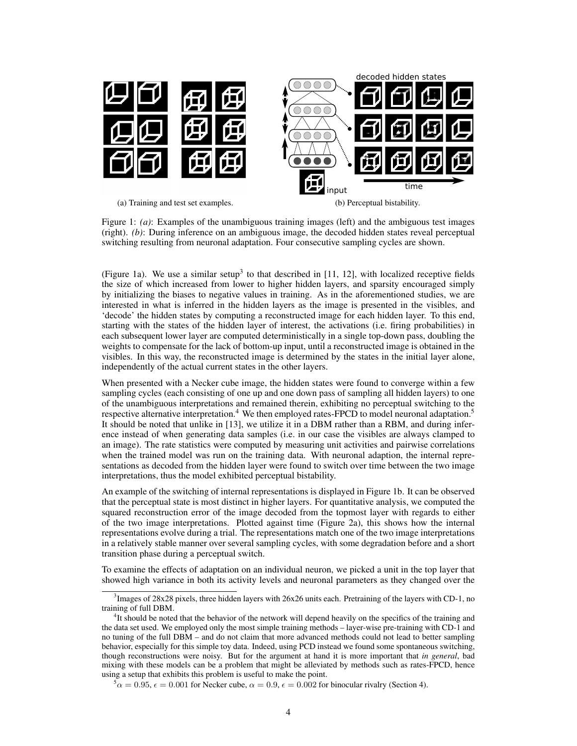(a) Training and test set examples.

(b) Perceptual bistability.

Figure 1: *(a)*: Examples of the unambiguous training images (left) and the ambiguous test images (right). *(b)*: During inference on an ambiguous image, the decoded hidden states reveal perceptual switching resulting from neuronal adaptation. Four consecutive sampling cycles are shown.

(Figure 1a). We use a similar setup[3] to that described in [11, 12], with localized receptive fields the size of which increased from lower to higher hidden layers, and sparsity encouraged simply by initializing the biases to negative values in training. As in the aforementioned studies, we are interested in what is inferred in the hidden layers as the image is presented in the visibles, and 'decode' the hidden states by computing a reconstructed image for each hidden layer. To this end, starting with the states of the hidden layer of interest, the activations (i.e. firing probabilities) in each subsequent lower layer are computed deterministically in a single top-down pass, doubling the weights to compensate for the lack of bottom-up input, until a reconstructed image is obtained in the visibles. In this way, the reconstructed image is determined by the states in the initial layer alone, independently of the actual current states in the other layers.

When presented with a Necker cube image, the hidden states were found to converge within a few sampling cycles (each consisting of one up and one down pass of sampling all hidden layers) to one of the unambiguous interpretations and remained therein, exhibiting no perceptual switching to the respective alternative interpretation.[4] We then employed rates-FPCD to model neuronal adaptation.[5] It should be noted that unlike in [13], we utilize it in a DBM rather than a RBM, and during inference instead of when generating data samples (i.e. in our case the visibles are always clamped to an image). The rate statistics were computed by measuring unit activities and pairwise correlations when the trained model was run on the training data. With neuronal adaption, the internal representations as decoded from the hidden layer were found to switch over time between the two image interpretations, thus the model exhibited perceptual bistability.

An example of the switching of internal representations is displayed in Figure 1b. It can be observed that the perceptual state is most distinct in higher layers. For quantitative analysis, we computed the squared reconstruction error of the image decoded from the topmost layer with regards to either of the two image interpretations. Plotted against time (Figure 2a), this shows how the internal representations evolve during a trial. The representations match one of the two image interpretations in a relatively stable manner over several sampling cycles, with some degradation before and a short transition phase during a perceptual switch.

To examine the effects of adaptation on an individual neuron, we picked a unit in the top layer that showed high variance in both its activity levels and neuronal parameters as they changed over the

[3] Images of 28x28 pixels, three hidden layers with 26x26 units each. Pretraining of the layers with CD-1, no training of full DBM.

[4] It should be noted that the behavior of the network will depend heavily on the specifics of the training and the data set used. We employed only the most simple training methods – layer-wise pre-training with CD-1 and no tuning of the full DBM – and do not claim that more advanced methods could not lead to better sampling behavior, especially for this simple toy data. Indeed, using PCD instead we found some spontaneous switching, though reconstructions were noisy. But for the argument at hand it is more important that *in general*, bad mixing with these models can be a problem that might be alleviated by methods such as rates-FPCD, hence using a setup that exhibits this problem is useful to make the point.

[5] $\alpha = 0.95$, $\epsilon = 0.001$ for Necker cube, $\alpha = 0.9$, $\epsilon = 0.002$ for binocular rivalry (Section 4).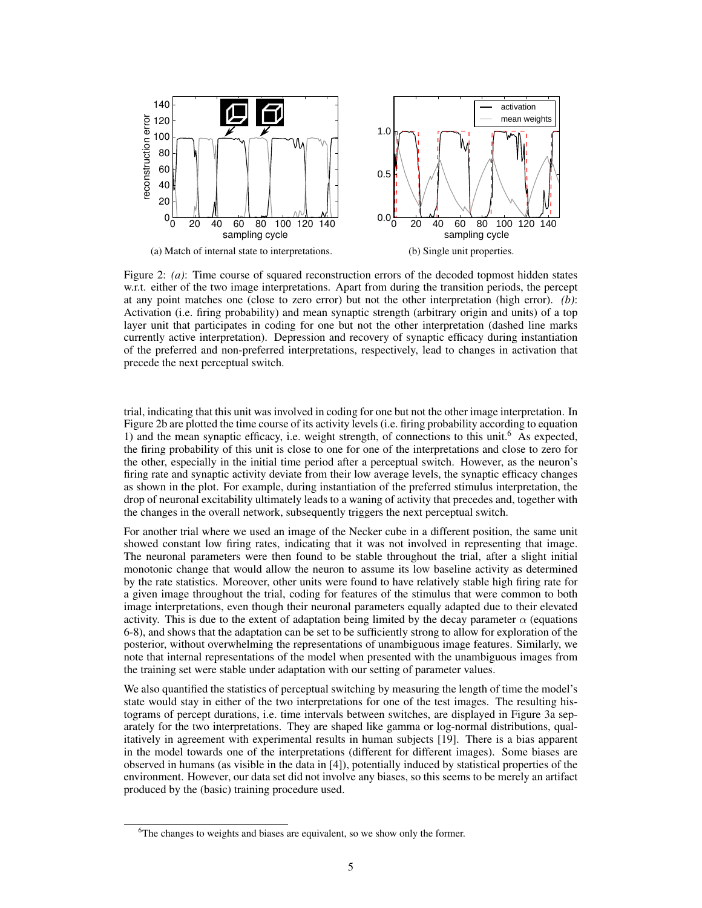(a) Match of internal state to interpretations.

(b) Single unit properties.

Figure 2: *(a)*: Time course of squared reconstruction errors of the decoded topmost hidden states w.r.t. either of the two image interpretations. Apart from during the transition periods, the percept at any point matches one (close to zero error) but not the other interpretation (high error). *(b)*: Activation (i.e. firing probability) and mean synaptic strength (arbitrary origin and units) of a top layer unit that participates in coding for one but not the other interpretation (dashed line marks currently active interpretation). Depression and recovery of synaptic efficacy during instantiation of the preferred and non-preferred interpretations, respectively, lead to changes in activation that precede the next perceptual switch.

trial, indicating that this unit was involved in coding for one but not the other image interpretation. In Figure 2b are plotted the time course of its activity levels (i.e. firing probability according to equation 1) and the mean synaptic efficacy, i.e. weight strength, of connections to this unit.[6] As expected, the firing probability of this unit is close to one for one of the interpretations and close to zero for the other, especially in the initial time period after a perceptual switch. However, as the neuron's firing rate and synaptic activity deviate from their low average levels, the synaptic efficacy changes as shown in the plot. For example, during instantiation of the preferred stimulus interpretation, the drop of neuronal excitability ultimately leads to a waning of activity that precedes and, together with the changes in the overall network, subsequently triggers the next perceptual switch.

For another trial where we used an image of the Necker cube in a different position, the same unit showed constant low firing rates, indicating that it was not involved in representing that image. The neuronal parameters were then found to be stable throughout the trial, after a slight initial monotonic change that would allow the neuron to assume its low baseline activity as determined by the rate statistics. Moreover, other units were found to have relatively stable high firing rate for a given image throughout the trial, coding for features of the stimulus that were common to both image interpretations, even though their neuronal parameters equally adapted due to their elevated activity. This is due to the extent of adaptation being limited by the decay parameter $\alpha$ (equations 6-8), and shows that the adaptation can be set to be sufficiently strong to allow for exploration of the posterior, without overwhelming the representations of unambiguous image features. Similarly, we note that internal representations of the model when presented with the unambiguous images from the training set were stable under adaptation with our setting of parameter values.

We also quantified the statistics of perceptual switching by measuring the length of time the model's state would stay in either of the two interpretations for one of the test images. The resulting histograms of percept durations, i.e. time intervals between switches, are displayed in Figure 3a separately for the two interpretations. They are shaped like gamma or log-normal distributions, qualitatively in agreement with experimental results in human subjects [19]. There is a bias apparent in the model towards one of the interpretations (different for different images). Some biases are observed in humans (as visible in the data in [4]), potentially induced by statistical properties of the environment. However, our data set did not involve any biases, so this seems to be merely an artifact produced by the (basic) training procedure used.

[6]The changes to weights and biases are equivalent, so we show only the former.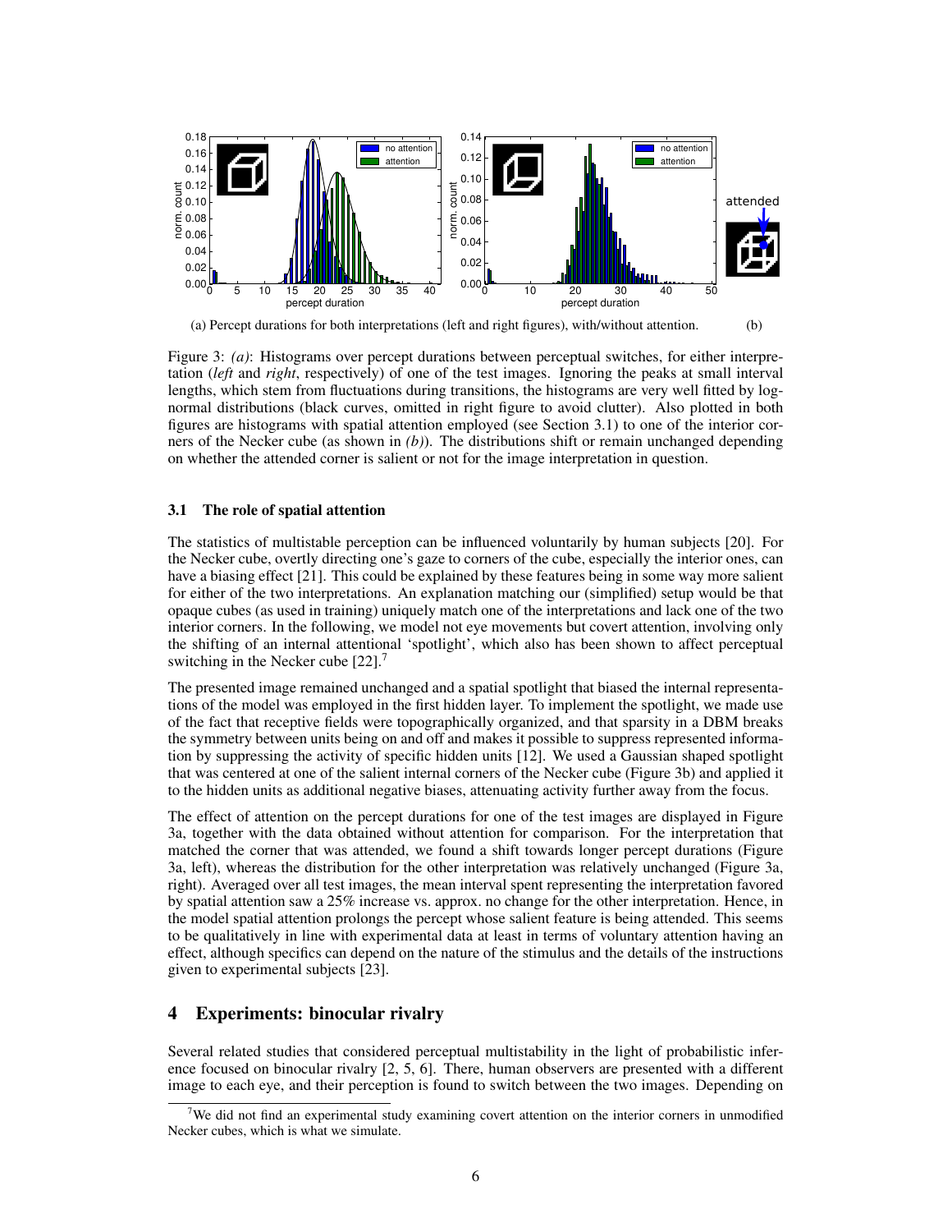(a) Percent durations for both interpretations (left and right figures), with/without attention. (b)

Figure 3: *(a)*: Histograms over percept durations between perceptual switches, for either interpretation (*left* and *right*, respectively) of one of the test images. Ignoring the peaks at small interval lengths, which stem from fluctuations during transitions, the histograms are very well fitted by log-normal distributions (black curves, omitted in right figure to avoid clutter). Also plotted in both figures are histograms with spatial attention employed (see Section 3.1) to one of the interior corners of the Necker cube (as shown in *(b)*). The distributions shift or remain unchanged depending on whether the attended corner is salient or not for the image interpretation in question.

### 3.1 The role of spatial attention

The statistics of multistable perception can be influenced voluntarily by human subjects [20]. For the Necker cube, overtly directing one's gaze to corners of the cube, especially the interior ones, can have a biasing effect [21]. This could be explained by these features being in some way more salient for either of the two interpretations. An explanation matching our (simplified) setup would be that opaque cubes (as used in training) uniquely match one of the interpretations and lack one of the two interior corners. In the following, we model not eye movements but covert attention, involving only the shifting of an internal attentional 'spotlight', which also has been shown to affect perceptual switching in the Necker cube [22].[7]

The presented image remained unchanged and a spatial spotlight that biased the internal representations of the model was employed in the first hidden layer. To implement the spotlight, we made use of the fact that receptive fields were topographically organized, and that sparsity in a DBM breaks the symmetry between units being on and off and makes it possible to suppress represented information by suppressing the activity of specific hidden units [12]. We used a Gaussian shaped spotlight that was centered at one of the salient internal corners of the Necker cube (Figure 3b) and applied it to the hidden units as additional negative biases, attenuating activity further away from the focus.

The effect of attention on the percept durations for one of the test images are displayed in Figure 3a, together with the data obtained without attention for comparison. For the interpretation that matched the corner that was attended, we found a shift towards longer percept durations (Figure 3a, left), whereas the distribution for the other interpretation was relatively unchanged (Figure 3a, right). Averaged over all test images, the mean interval spent representing the interpretation favored by spatial attention saw a 25% increase vs. approx. no change for the other interpretation. Hence, in the model spatial attention prolongs the percept whose salient feature is being attended. This seems to be qualitatively in line with experimental data at least in terms of voluntary attention having an effect, although specifics can depend on the nature of the stimulus and the details of the instructions given to experimental subjects [23].

## 4 Experiments: binocular rivalry

Several related studies that considered perceptual multistability in the light of probabilistic inference focused on binocular rivalry [2, 5, 6]. There, human observers are presented with a different image to each eye, and their perception is found to switch between the two images. Depending on

[7] We did not find an experimental study examining covert attention on the interior corners in unmodified Necker cubes, which is what we simulate.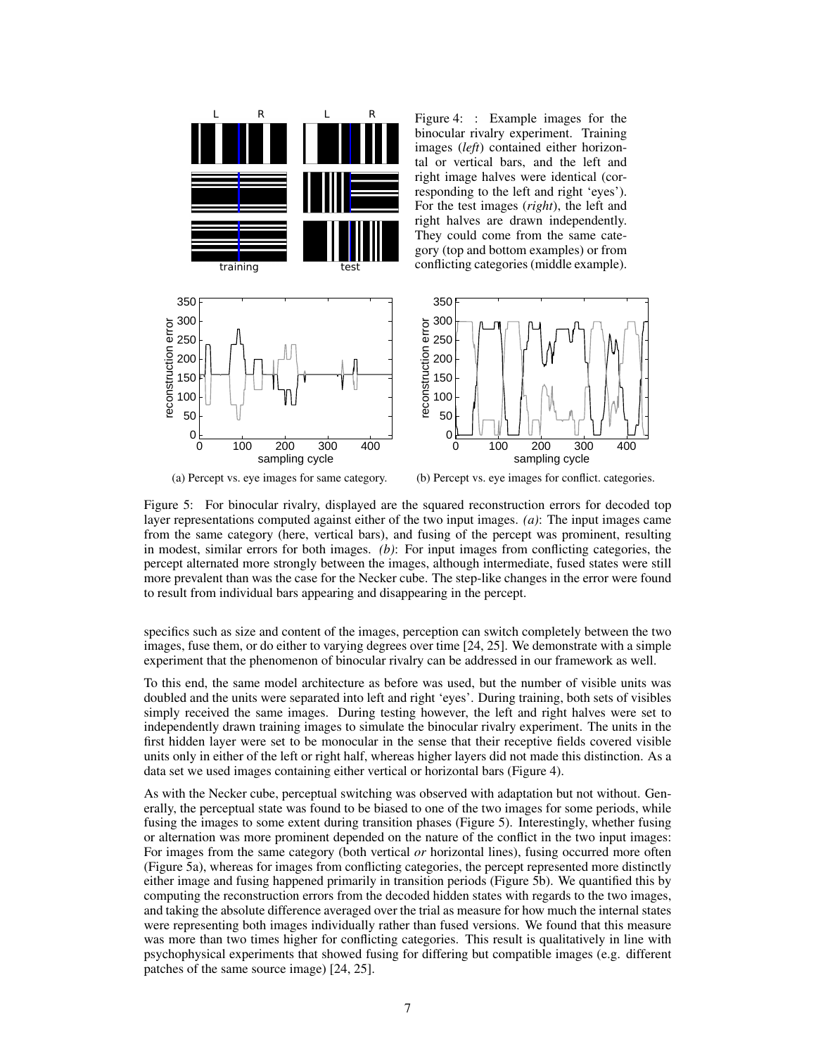Figure 4: : Example images for the binocular rivalry experiment. Training images (*left*) contained either horizontal or vertical bars, and the left and right image halves were identical (corresponding to the left and right 'eyes'). For the test images (*right*), the left and right halves are drawn independently. They could come from the same category (top and bottom examples) or from conflicting categories (middle example).

(a) Percept vs. eye images for same category.

(b) Percept vs. eye images for conflict. categories.

Figure 5: For binocular rivalry, displayed are the squared reconstruction errors for decoded top layer representations computed against either of the two input images. *(a)*: The input images came from the same category (here, vertical bars), and fusing of the percept was prominent, resulting in modest, similar errors for both images. *(b)*: For input images from conflicting categories, the percept alternated more strongly between the images, although intermediate, fused states were still more prevalent than was the case for the Necker cube. The step-like changes in the error were found to result from individual bars appearing and disappearing in the percept.

specifics such as size and content of the images, perception can switch completely between the two images, fuse them, or do either to varying degrees over time [24, 25]. We demonstrate with a simple experiment that the phenomenon of binocular rivalry can be addressed in our framework as well.

To this end, the same model architecture as before was used, but the number of visible units was doubled and the units were separated into left and right 'eyes'. During training, both sets of visibles simply received the same images. During testing however, the left and right halves were set to independently drawn training images to simulate the binocular rivalry experiment. The units in the first hidden layer were set to be monocular in the sense that their receptive fields covered visible units only in either of the left or right half, whereas higher layers did not made this distinction. As a data set we used images containing either vertical or horizontal bars (Figure 4).

As with the Necker cube, perceptual switching was observed with adaptation but not without. Generally, the perceptual state was found to be biased to one of the two images for some periods, while fusing the images to some extent during transition phases (Figure 5). Interestingly, whether fusing or alternation was more prominent depended on the nature of the conflict in the two input images: For images from the same category (both vertical *or* horizontal lines), fusing occurred more often (Figure 5a), whereas for images from conflicting categories, the percept represented more distinctly either image and fusing happened primarily in transition periods (Figure 5b). We quantified this by computing the reconstruction errors from the decoded hidden states with regards to the two images, and taking the absolute difference averaged over the trial as measure for how much the internal states were representing both images individually rather than fused versions. We found that this measure was more than two times higher for conflicting categories. This result is qualitatively in line with psychophysical experiments that showed fusing for differing but compatible images (e.g. different patches of the same source image) [24, 25].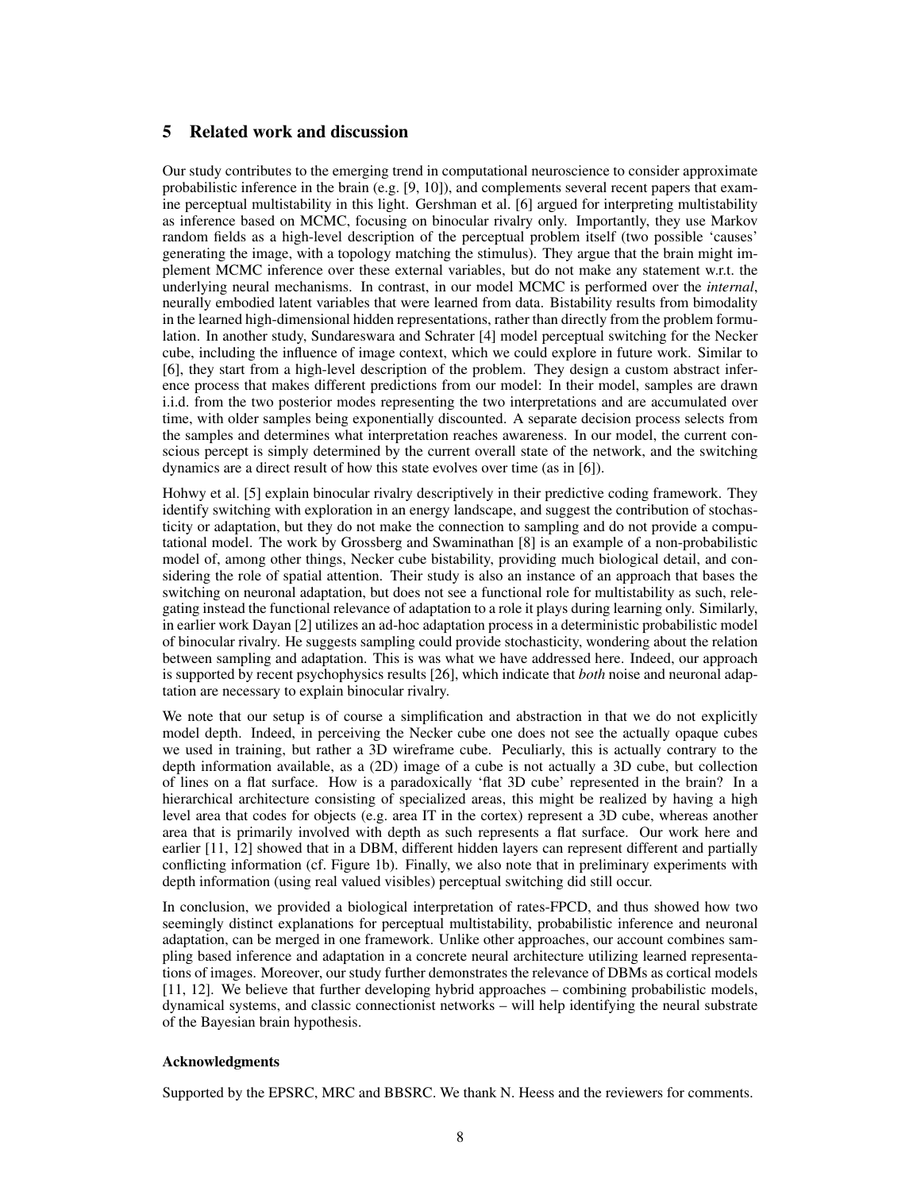## 5 Related work and discussion

Our study contributes to the emerging trend in computational neuroscience to consider approximate probabilistic inference in the brain (e.g. [9, 10]), and complements several recent papers that examine perceptual multistability in this light. Gershman et al. [6] argued for interpreting multistability as inference based on MCMC, focusing on binocular rivalry only. Importantly, they use Markov random fields as a high-level description of the perceptual problem itself (two possible 'causes' generating the image, with a topology matching the stimulus). They argue that the brain might implement MCMC inference over these external variables, but do not make any statement w.r.t. the underlying neural mechanisms. In contrast, in our model MCMC is performed over the *internal*, neurally embodied latent variables that were learned from data. Bistability results from bimodality in the learned high-dimensional hidden representations, rather than directly from the problem formulation. In another study, Sundareswara and Schrater [4] model perceptual switching for the Necker cube, including the influence of image context, which we could explore in future work. Similar to [6], they start from a high-level description of the problem. They design a custom abstract inference process that makes different predictions from our model: In their model, samples are drawn i.i.d. from the two posterior modes representing the two interpretations and are accumulated over time, with older samples being exponentially discounted. A separate decision process selects from the samples and determines what interpretation reaches awareness. In our model, the current conscious percept is simply determined by the current overall state of the network, and the switching dynamics are a direct result of how this state evolves over time (as in [6]).

Hohwy et al. [5] explain binocular rivalry descriptively in their predictive coding framework. They identify switching with exploration in an energy landscape, and suggest the contribution of stochasticity or adaptation, but they do not make the connection to sampling and do not provide a computational model. The work by Grossberg and Swaminathan [8] is an example of a non-probabilistic model of, among other things, Necker cube bistability, providing much biological detail, and considering the role of spatial attention. Their study is also an instance of an approach that bases the switching on neuronal adaptation, but does not see a functional role for multistability as such, relegating instead the functional relevance of adaptation to a role it plays during learning only. Similarly, in earlier work Dayan [2] utilizes an ad-hoc adaptation process in a deterministic probabilistic model of binocular rivalry. He suggests sampling could provide stochasticity, wondering about the relation between sampling and adaptation. This is was what we have addressed here. Indeed, our approach is supported by recent psychophysics results [26], which indicate that *both* noise and neuronal adaptation are necessary to explain binocular rivalry.

We note that our setup is of course a simplification and abstraction in that we do not explicitly model depth. Indeed, in perceiving the Necker cube one does not see the actually opaque cubes we used in training, but rather a 3D wireframe cube. Peculiarly, this is actually contrary to the depth information available, as a (2D) image of a cube is not actually a 3D cube, but collection of lines on a flat surface. How is a paradoxically 'flat 3D cube' represented in the brain? In a hierarchical architecture consisting of specialized areas, this might be realized by having a high level area that codes for objects (e.g. area IT in the cortex) represent a 3D cube, whereas another area that is primarily involved with depth as such represents a flat surface. Our work here and earlier [11, 12] showed that in a DBM, different hidden layers can represent different and partially conflicting information (cf. Figure 1b). Finally, we also note that in preliminary experiments with depth information (using real valued visibles) perceptual switching did still occur.

In conclusion, we provided a biological interpretation of rates-FPCD, and thus showed how two seemingly distinct explanations for perceptual multistability, probabilistic inference and neuronal adaptation, can be merged in one framework. Unlike other approaches, our account combines sampling based inference and adaptation in a concrete neural architecture utilizing learned representations of images. Moreover, our study further demonstrates the relevance of DBMs as cortical models [11, 12]. We believe that further developing hybrid approaches – combining probabilistic models, dynamical systems, and classic connectionist networks – will help identifying the neural substrate of the Bayesian brain hypothesis.

#### Acknowledgments

Supported by the EPSRC, MRC and BBSRC. We thank N. Heess and the reviewers for comments.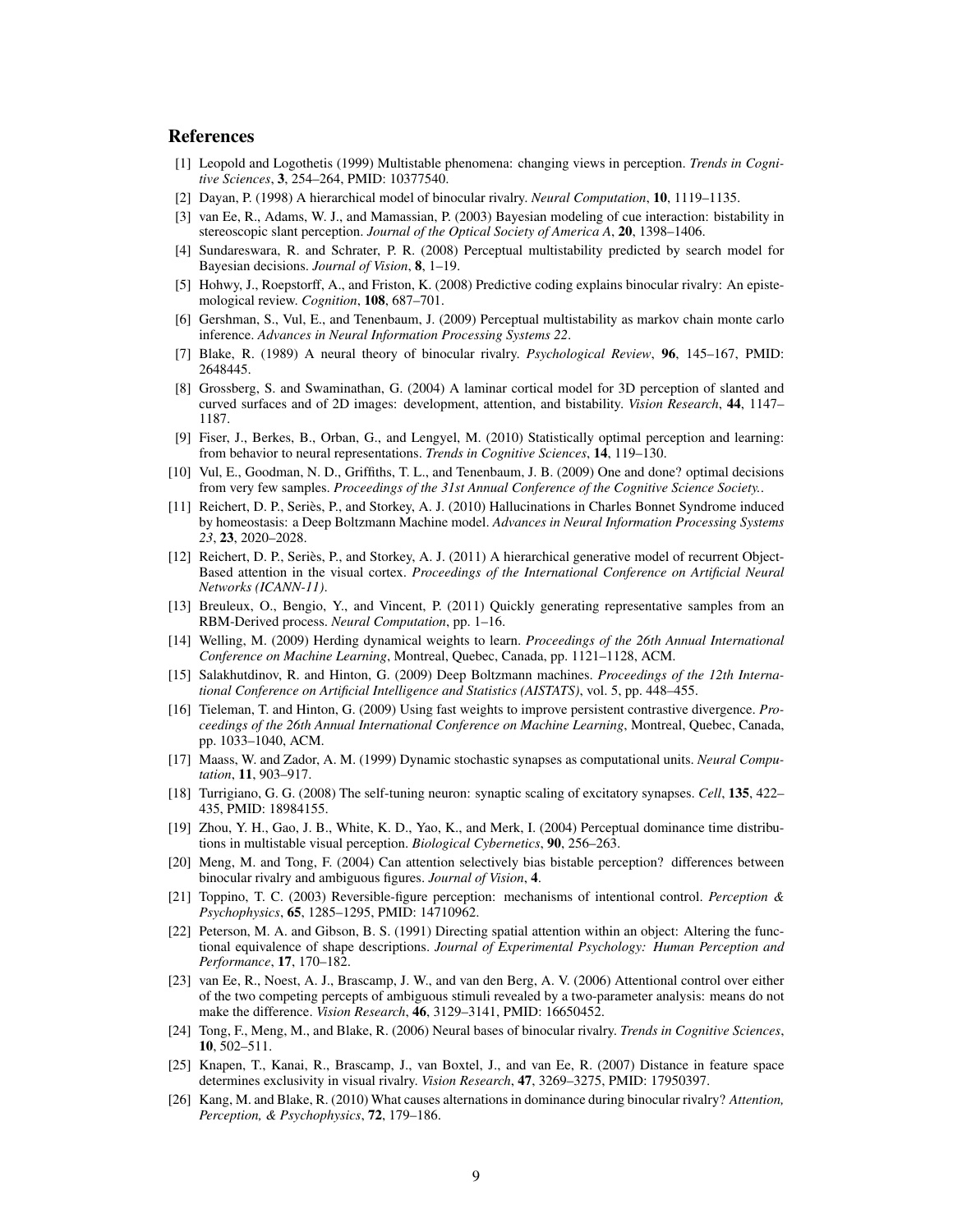## References

[1] Leopold and Logothetis (1999) Multistable phenomena: changing views in perception. *Trends in Cognitive Sciences*, **3**, 254–264, PMID: 10377540.

[2] Dayan, P. (1998) A hierarchical model of binocular rivalry. *Neural Computation*, **10**, 1119–1135.

[3] van Ee, R., Adams, W. J., and Mamassian, P. (2003) Bayesian modeling of cue interaction: bistability in stereoscopic slant perception. *Journal of the Optical Society of America A*, **20**, 1398–1406.

[4] Sundareswara, R. and Schrater, P. R. (2008) Perceptual multistability predicted by search model for Bayesian decisions. *Journal of Vision*, **8**, 1–19.

[5] Hohwy, J., Roepstorff, A., and Friston, K. (2008) Predictive coding explains binocular rivalry: An epistemological review. *Cognition*, **108**, 687–701.

[6] Gershman, S., Vul, E., and Tenenbaum, J. (2009) Perceptual multistability as markov chain monte carlo inference. *Advances in Neural Information Processing Systems 22*.

[7] Blake, R. (1989) A neural theory of binocular rivalry. *Psychological Review*, **96**, 145–167, PMID: 2648445.

[8] Grossberg, S. and Swaminathan, G. (2004) A laminar cortical model for 3D perception of slanted and curved surfaces and of 2D images: development, attention, and bistability. *Vision Research*, **44**, 1147–1187.

[9] Fiser, J., Berkes, B., Orban, G., and Lengyel, M. (2010) Statistically optimal perception and learning: from behavior to neural representations. *Trends in Cognitive Sciences*, **14**, 119–130.

[10] Vul, E., Goodman, N. D., Griffiths, T. L., and Tenenbaum, J. B. (2009) One and done? optimal decisions from very few samples. *Proceedings of the 31st Annual Conference of the Cognitive Science Society.*.

[11] Reichert, D. P., Seriès, P., and Storkey, A. J. (2010) Hallucinations in Charles Bonnet Syndrome induced by homeostasis: a Deep Boltzmann Machine model. *Advances in Neural Information Processing Systems 23*, **23**, 2020–2028.

[12] Reichert, D. P., Seriès, P., and Storkey, A. J. (2011) A hierarchical generative model of recurrent Object-Based attention in the visual cortex. *Proceedings of the International Conference on Artificial Neural Networks (ICANN-11)*.

[13] Breuleux, O., Bengio, Y., and Vincent, P. (2011) Quickly generating representative samples from an RBM-Derived process. *Neural Computation*, pp. 1–16.

[14] Welling, M. (2009) Herding dynamical weights to learn. *Proceedings of the 26th Annual International Conference on Machine Learning*, Montreal, Quebec, Canada, pp. 1121–1128, ACM.

[15] Salakhutdinov, R. and Hinton, G. (2009) Deep Boltzmann machines. *Proceedings of the 12th International Conference on Artificial Intelligence and Statistics (AISTATS)*, vol. 5, pp. 448–455.

[16] Tieleman, T. and Hinton, G. (2009) Using fast weights to improve persistent contrastive divergence. *Proceedings of the 26th Annual International Conference on Machine Learning*, Montreal, Quebec, Canada, pp. 1033–1040, ACM.

[17] Maass, W. and Zador, A. M. (1999) Dynamic stochastic synapses as computational units. *Neural Computation*, **11**, 903–917.

[18] Turrigiano, G. G. (2008) The self-tuning neuron: synaptic scaling of excitatory synapses. *Cell*, **135**, 422–435, PMID: 18984155.

[19] Zhou, Y. H., Gao, J. B., White, K. D., Yao, K., and Merk, I. (2004) Perceptual dominance time distributions in multistable visual perception. *Biological Cybernetics*, **90**, 256–263.

[20] Meng, M. and Tong, F. (2004) Can attention selectively bias bistable perception? differences between binocular rivalry and ambiguous figures. *Journal of Vision*, **4**.

[21] Toppino, T. C. (2003) Reversible-figure perception: mechanisms of intentional control. *Perception & Psychophysics*, **65**, 1285–1295, PMID: 14710962.

[22] Peterson, M. A. and Gibson, B. S. (1991) Directing spatial attention within an object: Altering the functional equivalence of shape descriptions. *Journal of Experimental Psychology: Human Perception and Performance*, **17**, 170–182.

[23] van Ee, R., Noest, A. J., Brascamp, J. W., and van den Berg, A. V. (2006) Attentional control over either of the two competing percepts of ambiguous stimuli revealed by a two-parameter analysis: means do not make the difference. *Vision Research*, **46**, 3129–3141, PMID: 16650452.

[24] Tong, F., Meng, M., and Blake, R. (2006) Neural bases of binocular rivalry. *Trends in Cognitive Sciences*, **10**, 502–511.

[25] Knapen, T., Kanai, R., Brascamp, J., van Boxtel, J., and van Ee, R. (2007) Distance in feature space determines exclusivity in visual rivalry. *Vision Research*, **47**, 3269–3275, PMID: 17950397.

[26] Kang, M. and Blake, R. (2010) What causes alternations in dominance during binocular rivalry? *Attention, Perception, & Psychophysics*, **72**, 179–186.